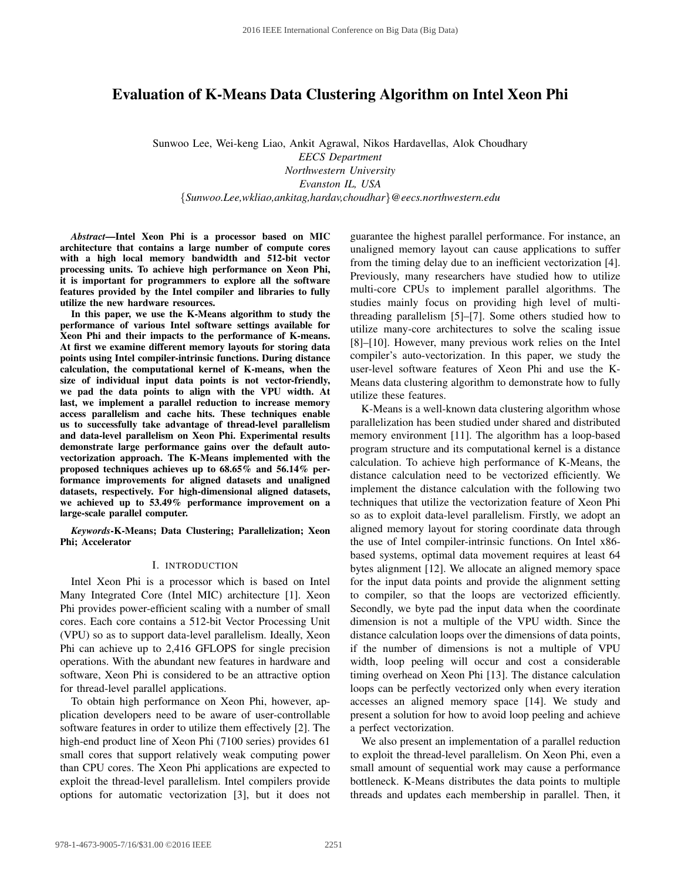# Evaluation of K-Means Data Clustering Algorithm on Intel Xeon Phi

Sunwoo Lee, Wei-keng Liao, Ankit Agrawal, Nikos Hardavellas, Alok Choudhary
*EECS Department*
*Northwestern University*
*Evanston IL, USA*
{*Sunwoo.Lee,wkliao,ankitag,hardav,choudhar*}*@eecs.northwestern.edu*

***Abstract*—Intel Xeon Phi is a processor based on MIC architecture that contains a large number of compute cores with a high local memory bandwidth and 512-bit vector processing units. To achieve high performance on Xeon Phi, it is important for programmers to explore all the software features provided by the Intel compiler and libraries to fully utilize the new hardware resources.**

**In this paper, we use the K-Means algorithm to study the performance of various Intel software settings available for Xeon Phi and their impacts to the performance of K-means. At first we examine different memory layouts for storing data points using Intel compiler-intrinsic functions. During distance calculation, the computational kernel of K-means, when the size of individual input data points is not vector-friendly, we pad the data points to align with the VPU width. At last, we implement a parallel reduction to increase memory access parallelism and cache hits. These techniques enable us to successfully take advantage of thread-level parallelism and data-level parallelism on Xeon Phi. Experimental results demonstrate large performance gains over the default auto-vectorization approach. The K-Means implemented with the proposed techniques achieves up to 68.65% and 56.14% performance improvements for aligned datasets and unaligned datasets, respectively. For high-dimensional aligned datasets, we achieved up to 53.49% performance improvement on a large-scale parallel computer.**

***Keywords*-K-Means; Data Clustering; Parallelization; Xeon Phi; Accelerator**

## I. Introduction

Intel Xeon Phi is a processor which is based on Intel Many Integrated Core (Intel MIC) architecture [1]. Xeon Phi provides power-efficient scaling with a number of small cores. Each core contains a 512-bit Vector Processing Unit (VPU) so as to support data-level parallelism. Ideally, Xeon Phi can achieve up to 2,416 GFLOPS for single precision operations. With the abundant new features in hardware and software, Xeon Phi is considered to be an attractive option for thread-level parallel applications.

To obtain high performance on Xeon Phi, however, application developers need to be aware of user-controllable software features in order to utilize them effectively [2]. The high-end product line of Xeon Phi (7100 series) provides 61 small cores that support relatively weak computing power than CPU cores. The Xeon Phi applications are expected to exploit the thread-level parallelism. Intel compilers provide options for automatic vectorization [3], but it does not guarantee the highest parallel performance. For instance, an unaligned memory layout can cause applications to suffer from the timing delay due to an inefficient vectorization [4]. Previously, many researchers have studied how to utilize multi-core CPUs to implement parallel algorithms. The studies mainly focus on providing high level of multi-threading parallelism [5]–[7]. Some others studied how to utilize many-core architectures to solve the scaling issue [8]–[10]. However, many previous work relies on the Intel compiler's auto-vectorization. In this paper, we study the user-level software features of Xeon Phi and use the K-Means data clustering algorithm to demonstrate how to fully utilize these features.

K-Means is a well-known data clustering algorithm whose parallelization has been studied under shared and distributed memory environment [11]. The algorithm has a loop-based program structure and its computational kernel is a distance calculation. To achieve high performance of K-Means, the distance calculation need to be vectorized efficiently. We implement the distance calculation with the following two techniques that utilize the vectorization feature of Xeon Phi so as to exploit data-level parallelism. Firstly, we adopt an aligned memory layout for storing coordinate data through the use of Intel compiler-intrinsic functions. On Intel x86-based systems, optimal data movement requires at least 64 bytes alignment [12]. We allocate an aligned memory space for the input data points and provide the alignment setting to compiler, so that the loops are vectorized efficiently. Secondly, we byte pad the input data when the coordinate dimension is not a multiple of the VPU width. Since the distance calculation loops over the dimensions of data points, if the number of dimensions is not a multiple of VPU width, loop peeling will occur and cost a considerable timing overhead on Xeon Phi [13]. The distance calculation loops can be perfectly vectorized only when every iteration accesses an aligned memory space [14]. We study and present a solution for how to avoid loop peeling and achieve a perfect vectorization.

We also present an implementation of a parallel reduction to exploit the thread-level parallelism. On Xeon Phi, even a small amount of sequential work may cause a performance bottleneck. K-Means distributes the data points to multiple threads and updates each membership in parallel. Then, it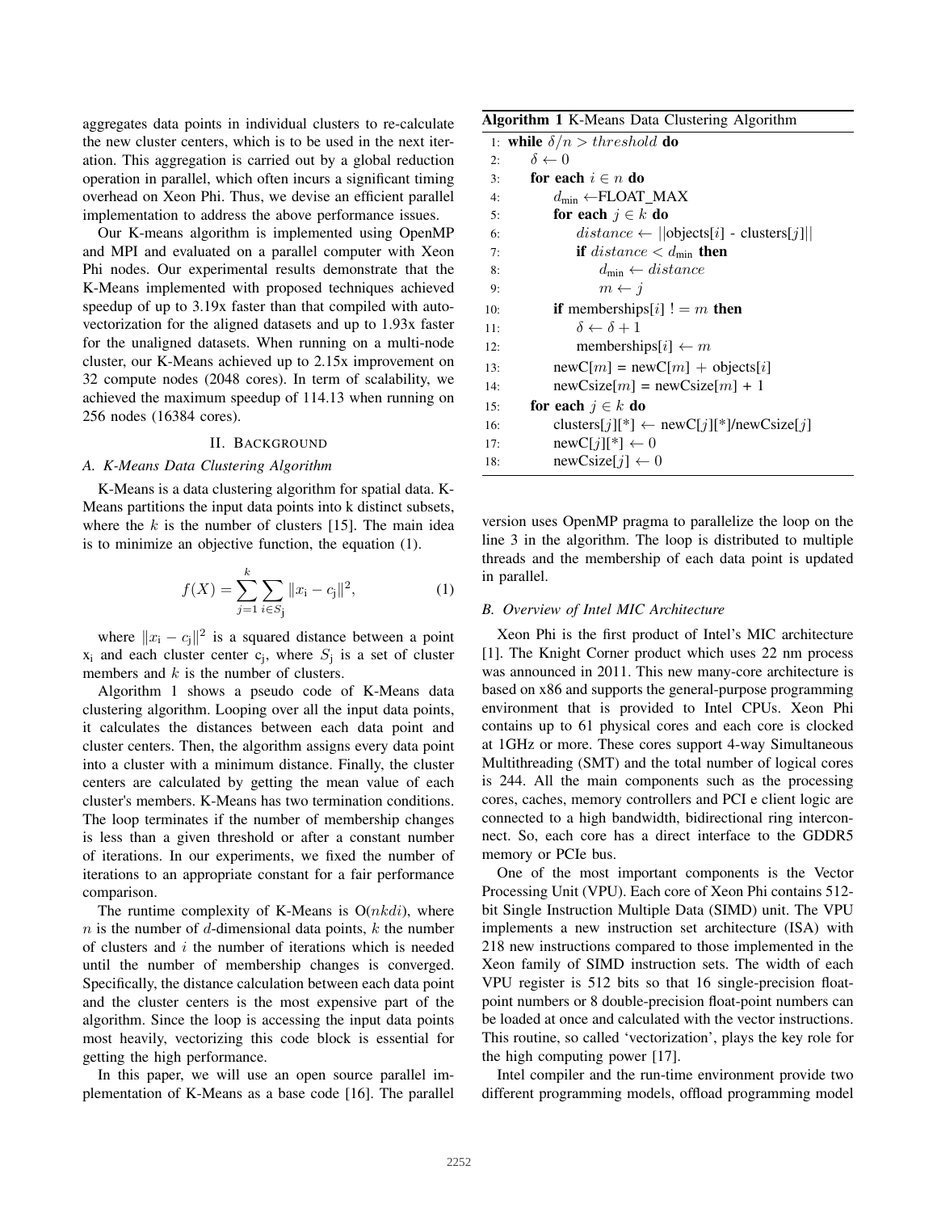aggregates data points in individual clusters to re-calculate the new cluster centers, which is to be used in the next iteration. This aggregation is carried out by a global reduction operation in parallel, which often incurs a significant timing overhead on Xeon Phi. Thus, we devise an efficient parallel implementation to address the above performance issues.

Our K-means algorithm is implemented using OpenMP and MPI and evaluated on a parallel computer with Xeon Phi nodes. Our experimental results demonstrate that the K-Means implemented with proposed techniques achieved speedup of up to 3.19x faster than that compiled with auto-vectorization for the aligned datasets and up to 1.93x faster for the unaligned datasets. When running on a multi-node cluster, our K-Means achieved up to 2.15x improvement on 32 compute nodes (2048 cores). In term of scalability, we achieved the maximum speedup of 114.13 when running on 256 nodes (16384 cores).

## II. Background

### A. K-Means Data Clustering Algorithm

K-Means is a data clustering algorithm for spatial data. K-Means partitions the input data points into k distinct subsets, where the $k$ is the number of clusters [15]. The main idea is to minimize an objective function, the equation (1).

$$f(X) = \sum_{j=1}^{k} \sum_{i \in S_j} \|x_i - c_j\|^2, \quad (1)$$

where $\|x_i - c_j\|^2$ is a squared distance between a point $x_i$ and each cluster center $c_j$, where $S_j$ is a set of cluster members and $k$ is the number of clusters.

Algorithm 1 shows a pseudo code of K-Means data clustering algorithm. Looping over all the input data points, it calculates the distances between each data point and cluster centers. Then, the algorithm assigns every data point into a cluster with a minimum distance. Finally, the cluster centers are calculated by getting the mean value of each cluster's members. K-Means has two termination conditions. The loop terminates if the number of membership changes is less than a given threshold or after a constant number of iterations. In our experiments, we fixed the number of iterations to an appropriate constant for a fair performance comparison.

The runtime complexity of K-Means is O($nkdi$), where $n$ is the number of $d$-dimensional data points, $k$ the number of clusters and $i$ the number of iterations which is needed until the number of membership changes is converged. Specifically, the distance calculation between each data point and the cluster centers is the most expensive part of the algorithm. Since the loop is accessing the input data points most heavily, vectorizing this code block is essential for getting the high performance.

In this paper, we will use an open source parallel implementation of K-Means as a base code [16]. The parallel version uses OpenMP pragma to parallelize the loop on the line 3 in the algorithm. The loop is distributed to multiple threads and the membership of each data point is updated in parallel.

**Algorithm 1** K-Means Data Clustering Algorithm

```
1:  while δ/n > threshold do
2:      δ ← 0
3:      for each i ∈ n do
4:          d_min ← FLOAT_MAX
5:          for each j ∈ k do
6:              distance ← ||objects[i] - clusters[j]||
7:              if distance < d_min then
8:                  d_min ← distance
9:                  m ← j
10:         if memberships[i] != m then
11:             δ ← δ + 1
12:             memberships[i] ← m
13:         newC[m] = newC[m] + objects[i]
14:         newCsize[m] = newCsize[m] + 1
15:     for each j ∈ k do
16:         clusters[j][*] ← newC[j][*]/newCsize[j]
17:         newC[j][*] ← 0
18:         newCsize[j] ← 0
```

### B. Overview of Intel MIC Architecture

Xeon Phi is the first product of Intel's MIC architecture [1]. The Knight Corner product which uses 22 nm process was announced in 2011. This new many-core architecture is based on x86 and supports the general-purpose programming environment that is provided to Intel CPUs. Xeon Phi contains up to 61 physical cores and each core is clocked at 1GHz or more. These cores support 4-way Simultaneous Multithreading (SMT) and the total number of logical cores is 244. All the main components such as the processing cores, caches, memory controllers and PCI e client logic are connected to a high bandwidth, bidirectional ring interconnect. So, each core has a direct interface to the GDDR5 memory or PCIe bus.

One of the most important components is the Vector Processing Unit (VPU). Each core of Xeon Phi contains 512-bit Single Instruction Multiple Data (SIMD) unit. The VPU implements a new instruction set architecture (ISA) with 218 new instructions compared to those implemented in the Xeon family of SIMD instruction sets. The width of each VPU register is 512 bits so that 16 single-precision floating-point numbers or 8 double-precision float-point numbers can be loaded at once and calculated with the vector instructions. This routine, so called 'vectorization', plays the key role for the high computing power [17].

Intel compiler and the run-time environment provide two different programming models, offload programming model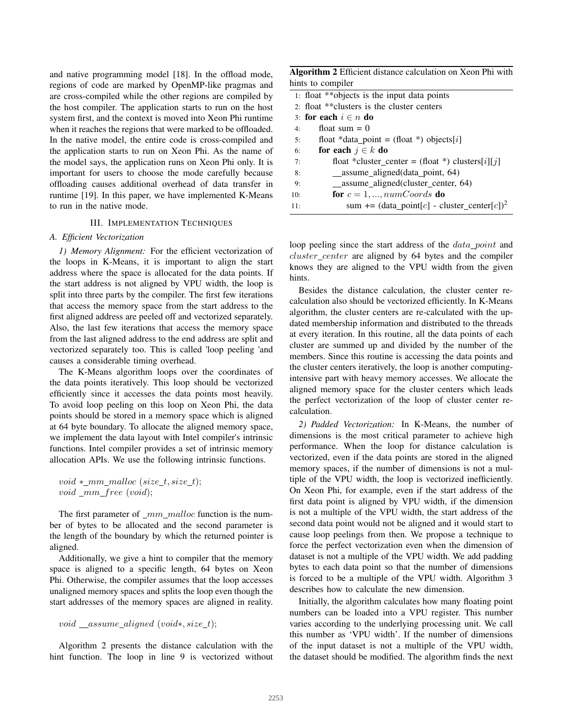and native programming model [18]. In the offload mode, regions of code are marked by OpenMP-like pragmas and are cross-compiled while the other regions are compiled by the host compiler. The application starts to run on the host system first, and the context is moved into Xeon Phi runtime when it reaches the regions that were marked to be offloaded. In the native model, the entire code is cross-compiled and the application starts to run on Xeon Phi. As the name of the model says, the application runs on Xeon Phi only. It is important for users to choose the mode carefully because offloading causes additional overhead of data transfer in runtime [19]. In this paper, we have implemented K-Means to run in the native mode.

## III. Implementation Techniques

### A. Efficient Vectorization

*1) Memory Alignment:* For the efficient vectorization of the loops in K-Means, it is important to align the start address where the space is allocated for the data points. If the start address is not aligned by VPU width, the loop is split into three parts by the compiler. The first few iterations that access the memory space from the start address to the first aligned address are peeled off and vectorized separately. Also, the last few iterations that access the memory space from the last aligned address to the end address are split and vectorized separately too. This is called 'loop peeling 'and causes a considerable timing overhead.

The K-Means algorithm loops over the coordinates of the data points iteratively. This loop should be vectorized efficiently since it accesses the data points most heavily. To avoid loop peeling on this loop on Xeon Phi, the data points should be stored in a memory space which is aligned at 64 byte boundary. To allocate the aligned memory space, we implement the data layout with Intel compiler's intrinsic functions. Intel compiler provides a set of intrinsic memory allocation APIs. We use the following intrinsic functions.

$$void\ *\_mm\_malloc\ (size\_t, size\_t);$$
$$void\ \_mm\_free\ (void);$$

The first parameter of $\_mm\_malloc$ function is the number of bytes to be allocated and the second parameter is the length of the boundary by which the returned pointer is aligned.

Additionally, we give a hint to compiler that the memory space is aligned to a specific length, 64 bytes on Xeon Phi. Otherwise, the compiler assumes that the loop accesses unaligned memory spaces and splits the loop even though the start addresses of the memory spaces are aligned in reality.

$$void\ \_\_assume\_aligned\ (void*, size\_t);$$

Algorithm 2 presents the distance calculation with the hint function. The loop in line 9 is vectorized without loop peeling since the start address of the $data\_point$ and $cluster\_center$ are aligned by 64 bytes and the compiler knows they are aligned to the VPU width from the given hints.

**Algorithm 2** Efficient distance calculation on Xeon Phi with hints to compiler

```
1:  float **objects is the input data points
2:  float **clusters is the cluster centers
3:  for each i ∈ n do
4:      float sum = 0
5:      float *data_point = (float *) objects[i]
6:      for each j ∈ k do
7:          float *cluster_center = (float *) clusters[i][j]
8:          __assume_aligned(data_point, 64)
9:          __assume_aligned(cluster_center, 64)
10:         for c = 1, ..., numCoords do
11:             sum += (data_point[c] - cluster_center[c])^2
```

Besides the distance calculation, the cluster center re-calculation also should be vectorized efficiently. In K-Means algorithm, the cluster centers are re-calculated with the updated membership information and distributed to the threads at every iteration. In this routine, all the data points of each cluster are summed up and divided by the number of the members. Since this routine is accessing the data points and the cluster centers iteratively, the loop is another computing-intensive part with heavy memory accesses. We allocate the aligned memory space for the cluster centers which leads the perfect vectorization of the loop of cluster center re-calculation.

*2) Padded Vectorization:* In K-Means, the number of dimensions is the most critical parameter to achieve high performance. When the loop for distance calculation is vectorized, even if the data points are stored in the aligned memory spaces, if the number of dimensions is not a multiple of the VPU width, the loop is vectorized inefficiently. On Xeon Phi, for example, even if the start address of the first data point is aligned by VPU width, if the dimension is not a multiple of the VPU width, the start address of the second data point would not be aligned and it would start to cause loop peelings from then. We propose a technique to force the perfect vectorization even when the dimension of dataset is not a multiple of the VPU width. We add padding bytes to each data point so that the number of dimensions is forced to be a multiple of the VPU width. Algorithm 3 describes how to calculate the new dimension.

Initially, the algorithm calculates how many floating point numbers can be loaded into a VPU register. This number varies according to the underlying processing unit. We call this number as 'VPU width'. If the number of dimensions of the input dataset is not a multiple of the VPU width, the dataset should be modified. The algorithm finds the next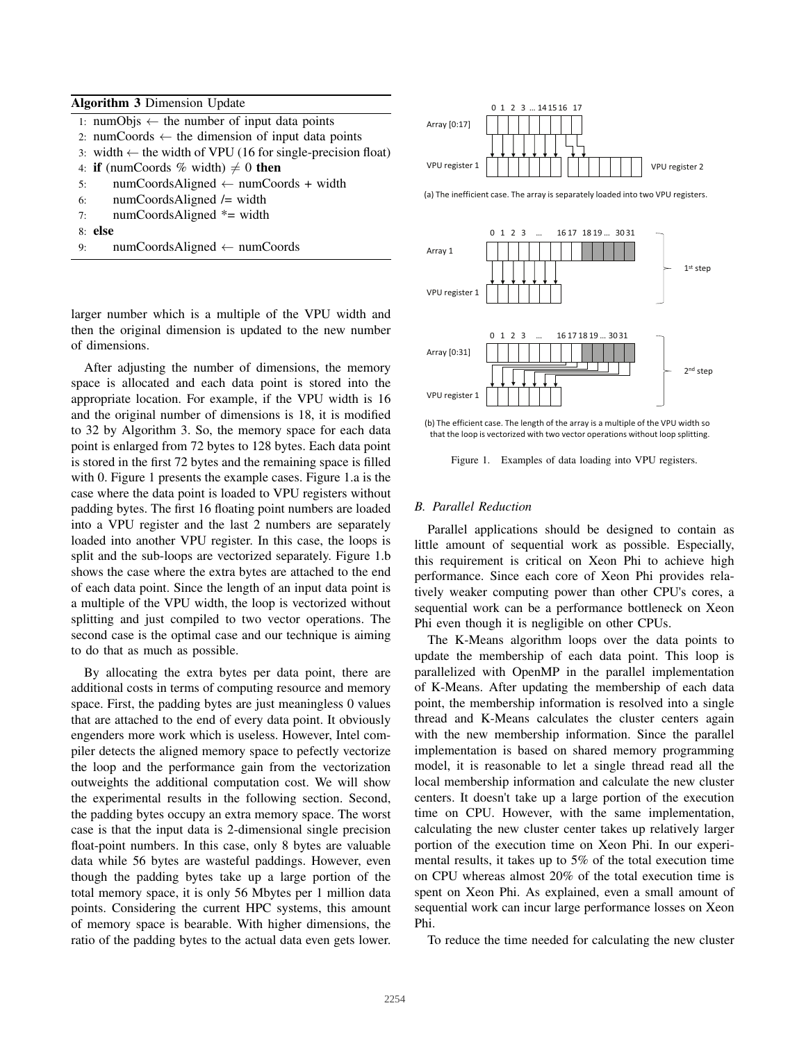**Algorithm 3** Dimension Update

```
1: numObjs ← the number of input data points
2: numCoords ← the dimension of input data points
3: width ← the width of VPU (16 for single-precision float)
4: if (numCoords % width) ≠ 0 then
5:     numCoordsAligned ← numCoords + width
6:     numCoordsAligned /= width
7:     numCoordsAligned *= width
8: else
9:     numCoordsAligned ← numCoords
```

larger number which is a multiple of the VPU width and then the original dimension is updated to the new number of dimensions.

After adjusting the number of dimensions, the memory space is allocated and each data point is stored into the appropriate location. For example, if the VPU width is 16 and the original number of dimensions is 18, it is modified to 32 by Algorithm 3. So, the memory space for each data point is enlarged from 72 bytes to 128 bytes. Each data point is stored in the first 72 bytes and the remaining space is filled with 0. Figure 1 presents the example cases. Figure 1.a is the case where the data point is loaded to VPU registers without padding bytes. The first 16 floating point numbers are loaded into a VPU register and the last 2 numbers are separately loaded into another VPU register. In this case, the loops is split and the sub-loops are vectorized separately. Figure 1.b shows the case where the extra bytes are attached to the end of each data point. Since the length of an input data point is a multiple of the VPU width, the loop is vectorized without splitting and just compiled to two vector operations. The second case is the optimal case and our technique is aiming to do that as much as possible.

By allocating the extra bytes per data point, there are additional costs in terms of computing resource and memory space. First, the padding bytes are just meaningless 0 values that are attached to the end of every data point. It obviously engenders more work which is useless. However, Intel compiler detects the aligned memory space to pefectly vectorize the loop and the performance gain from the vectorization outweights the additional computation cost. We will show the experimental results in the following section. Second, the padding bytes occupy an extra memory space. The worst case is that the input data is 2-dimensional single precision float-point numbers. In this case, only 8 bytes are valuable data while 56 bytes are wasteful paddings. However, even though the padding bytes take up a large portion of the total memory space, it is only 56 Mbytes per 1 million data points. Considering the current HPC systems, this amount of memory space is bearable. With higher dimensions, the ratio of the padding bytes to the actual data even gets lower.

(a) The inefficient case. The array is separately loaded into two VPU registers.

(b) The efficient case. The length of the array is a multiple of the VPU width so that the loop is vectorized with two vector operations without loop splitting.

Figure 1. Examples of data loading into VPU registers.

### B. Parallel Reduction

Parallel applications should be designed to contain as little amount of sequential work as possible. Especially, this requirement is critical on Xeon Phi to achieve high performance. Since each core of Xeon Phi provides relatively weaker computing power than other CPU's cores, a sequential work can be a performance bottleneck on Xeon Phi even though it is negligible on other CPUs.

The K-Means algorithm loops over the data points to update the membership of each data point. This loop is parallelized with OpenMP in the parallel implementation of K-Means. After updating the membership of each data point, the membership information is resolved into a single thread and K-Means calculates the cluster centers again with the new membership information. Since the parallel implementation is based on shared memory programming model, it is reasonable to let a single thread read all the local membership information and calculate the new cluster centers. It doesn't take up a large portion of the execution time on CPU. However, with the same implementation, calculating the new cluster center takes up relatively larger portion of the execution time on Xeon Phi. In our experimental results, it takes up to 5% of the total execution time on CPU whereas almost 20% of the total execution time is spent on Xeon Phi. As explained, even a small amount of sequential work can incur large performance losses on Xeon Phi.

To reduce the time needed for calculating the new cluster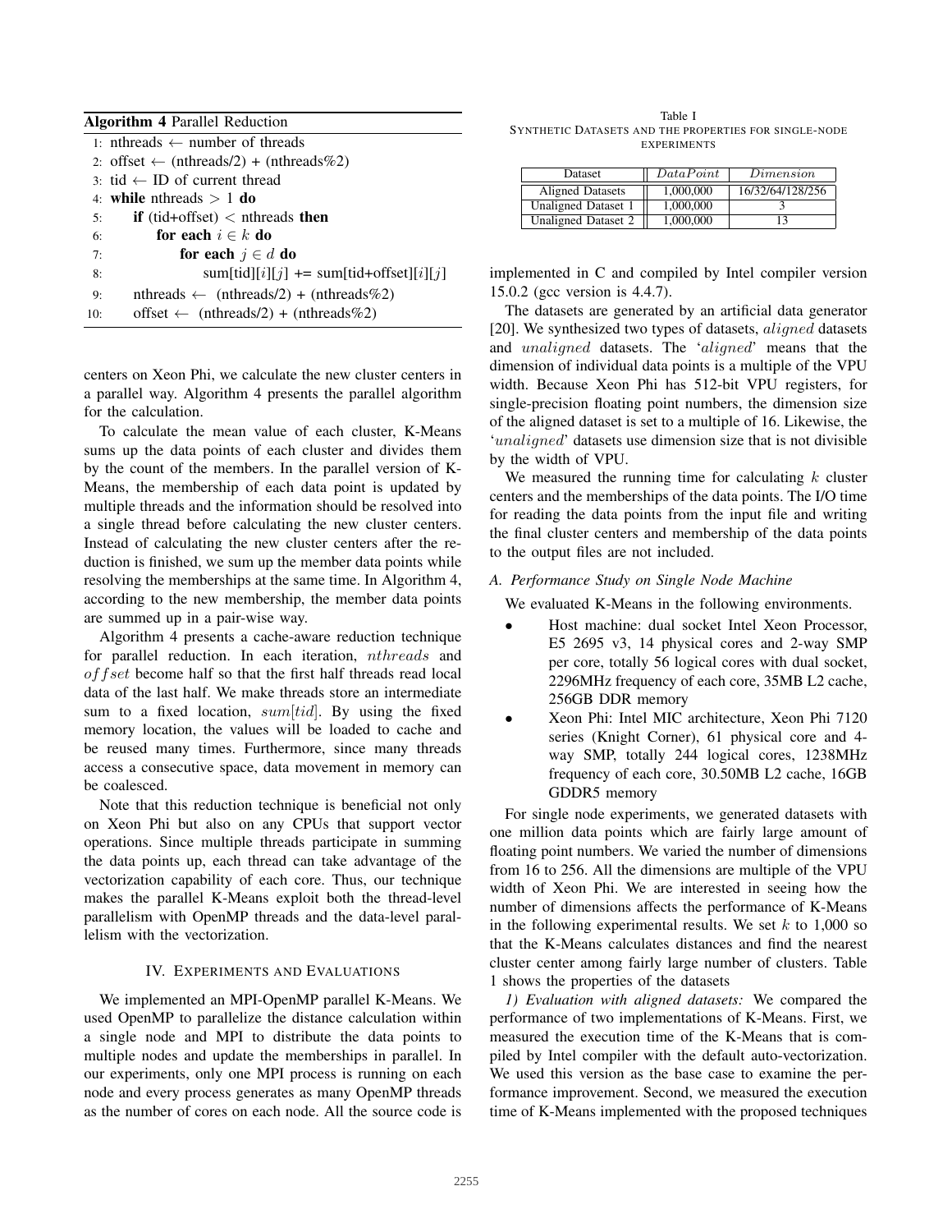**Algorithm 4** Parallel Reduction

```
1: nthreads ← number of threads
2: offset ← (nthreads/2) + (nthreads%2)
3: tid ← ID of current thread
4: while nthreads > 1 do
5:     if (tid+offset) < nthreads then
6:         for each i ∈ k do
7:             for each j ∈ d do
8:                 sum[tid][i][j] += sum[tid+offset][i][j]
9:     nthreads ← (nthreads/2) + (nthreads%2)
10:    offset ← (nthreads/2) + (nthreads%2)
```

centers on Xeon Phi, we calculate the new cluster centers in a parallel way. Algorithm 4 presents the parallel algorithm for the calculation.

To calculate the mean value of each cluster, K-Means sums up the data points of each cluster and divides them by the count of the members. In the parallel version of K-Means, the membership of each data point is updated by multiple threads and the information should be resolved into a single thread before calculating the new cluster centers. Instead of calculating the new cluster centers after the reduction is finished, we sum up the member data points while resolving the memberships at the same time. In Algorithm 4, according to the new membership, the member data points are summed up in a pair-wise way.

Algorithm 4 presents a cache-aware reduction technique for parallel reduction. In each iteration, $nthreads$ and $offset$ become half so that the first half threads read local data of the last half. We make threads store an intermediate sum to a fixed location, $sum[tid]$. By using the fixed memory location, the values will be loaded to cache and be reused many times. Furthermore, since many threads access a consecutive space, data movement in memory can be coalesced.

Note that this reduction technique is beneficial not only on Xeon Phi but also on any CPUs that support vector operations. Since multiple threads participate in summing the data points up, each thread can take advantage of the vectorization capability of each core. Thus, our technique makes the parallel K-Means exploit both the thread-level parallelism with OpenMP threads and the data-level parallelism with the vectorization.

## IV. Experiments and Evaluations

We implemented an MPI-OpenMP parallel K-Means. We used OpenMP to parallelize the distance calculation within a single node and MPI to distribute the data points to multiple nodes and update the memberships in parallel. In our experiments, only one MPI process is running on each node and every process generates as many OpenMP threads as the number of cores on each node. All the source code is implemented in C and compiled by Intel compiler version 15.0.2 (gcc version is 4.4.7).

Table I
Synthetic Datasets and the properties for single-node experiments

| Dataset | $DataPoint$ | $Dimension$ |
|---|---|---|
| Aligned Datasets | 1,000,000 | 16/32/64/128/256 |
| Unaligned Dataset 1 | 1,000,000 | 3 |
| Unaligned Dataset 2 | 1,000,000 | 13 |

The datasets are generated by an artificial data generator [20]. We synthesized two types of datasets, $aligned$ datasets and $unaligned$ datasets. The '$aligned$' means that the dimension of individual data points is a multiple of the VPU width. Because Xeon Phi has 512-bit VPU registers, for single-precision floating point numbers, the dimension size of the aligned dataset is set to a multiple of 16. Likewise, the '$unaligned$' datasets use dimension size that is not divisible by the width of VPU.

We measured the running time for calculating $k$ cluster centers and the memberships of the data points. The I/O time for reading the data points from the input file and writing the final cluster centers and membership of the data points to the output files are not included.

### A. Performance Study on Single Node Machine

We evaluated K-Means in the following environments.

- Host machine: dual socket Intel Xeon Processor, E5 2695 v3, 14 physical cores and 2-way SMP per core, totally 56 logical cores with dual socket, 2296MHz frequency of each core, 35MB L2 cache, 256GB DDR memory
- Xeon Phi: Intel MIC architecture, Xeon Phi 7120 series (Knight Corner), 61 physical core and 4-way SMP, totally 244 logical cores, 1238MHz frequency of each core, 30.50MB L2 cache, 16GB GDDR5 memory

For single node experiments, we generated datasets with one million data points which are fairly large amount of floating point numbers. We varied the number of dimensions from 16 to 256. All the dimensions are multiple of the VPU width of Xeon Phi. We are interested in seeing how the number of dimensions affects the performance of K-Means in the following experimental results. We set $k$ to 1,000 so that the K-Means calculates distances and find the nearest cluster center among fairly large number of clusters. Table 1 shows the properties of the datasets

*1) Evaluation with aligned datasets:* We compared the performance of two implementations of K-Means. First, we measured the execution time of the K-Means that is compiled by Intel compiler with the default auto-vectorization. We used this version as the base case to examine the performance improvement. Second, we measured the execution time of K-Means implemented with the proposed techniques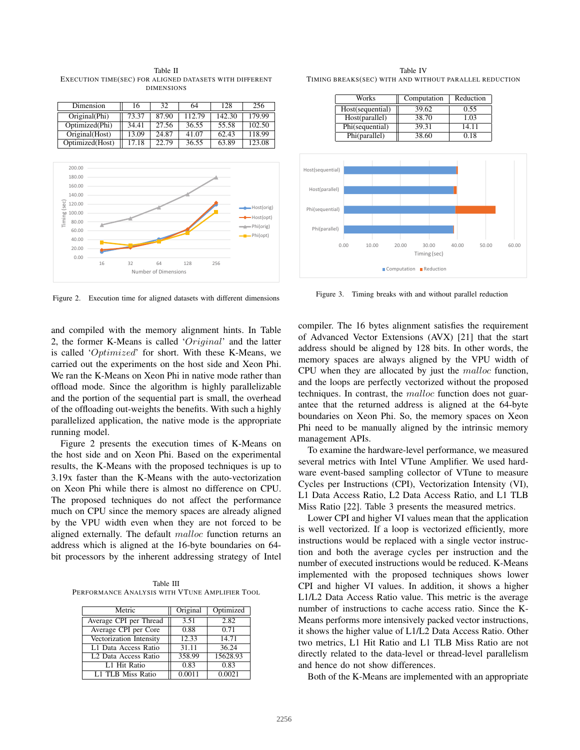Table II
EXECUTION TIME(SEC) FOR ALIGNED DATASETS WITH DIFFERENT DIMENSIONS

| Dimension | 16 | 32 | 64 | 128 | 256 |
|---|---|---|---|---|---|
| Original(Phi) | 73.37 | 87.90 | 112.79 | 142.30 | 179.99 |
| Optimized(Phi) | 34.41 | 27.56 | 36.55 | 55.58 | 102.50 |
| Original(Host) | 13.09 | 24.87 | 41.07 | 62.43 | 118.99 |
| Optimized(Host) | 17.18 | 22.79 | 36.55 | 63.89 | 123.08 |

Figure 2. Execution time for aligned datasets with different dimensions

Table IV
TIMING BREAKS(SEC) WITH AND WITHOUT PARALLEL REDUCTION

| Works | Computation | Reduction |
|---|---|---|
| Host(sequential) | 39.62 | 0.55 |
| Host(parallel) | 38.70 | 1.03 |
| Phi(sequential) | 39.31 | 14.11 |
| Phi(parallel) | 38.60 | 0.18 |

Figure 3. Timing breaks with and without parallel reduction

and compiled with the memory alignment hints. In Table 2, the former K-Means is called '*Original*' and the latter is called '*Optimized*' for short. With these K-Means, we carried out the experiments on the host side and Xeon Phi. We ran the K-Means on Xeon Phi in native mode rather than offload mode. Since the algorithm is highly parallelizable and the portion of the sequential part is small, the overhead of the offloading out-weights the benefits. With such a highly parallelized application, the native mode is the appropriate running model.

Figure 2 presents the execution times of K-Means on the host side and on Xeon Phi. Based on the experimental results, the K-Means with the proposed techniques is up to 3.19x faster than the K-Means with the auto-vectorization on Xeon Phi while there is almost no difference on CPU. The proposed techniques do not affect the performance much on CPU since the memory spaces are already aligned by the VPU width even when they are not forced to be aligned externally. The default *malloc* function returns an address which is aligned at the 16-byte boundaries on 64-bit processors by the inherent addressing strategy of Intel compiler. The 16 bytes alignment satisfies the requirement of Advanced Vector Extensions (AVX) [21] that the start address should be aligned by 128 bits. In other words, the memory spaces are always aligned by the VPU width of CPU when they are allocated by just the *malloc* function, and the loops are perfectly vectorized without the proposed techniques. In contrast, the *malloc* function does not guarantee that the returned address is aligned at the 64-byte boundaries on Xeon Phi. So, the memory spaces on Xeon Phi need to be manually aligned by the intrinsic memory management APIs.

Table III
PERFORMANCE ANALYSIS WITH VTUNE AMPLIFIER TOOL

| Metric | Original | Optimized |
|---|---|---|
| Average CPI per Thread | 3.51 | 2.82 |
| Average CPI per Core | 0.88 | 0.71 |
| Vectorization Intensity | 12.33 | 14.71 |
| L1 Data Access Ratio | 31.11 | 36.24 |
| L2 Data Access Ratio | 358.99 | 15628.93 |
| L1 Hit Ratio | 0.83 | 0.83 |
| L1 TLB Miss Ratio | 0.0011 | 0.0021 |

To examine the hardware-level performance, we measured several metrics with Intel VTune Amplifier. We used hardware event-based sampling collector of VTune to measure Cycles per Instructions (CPI), Vectorization Intensity (VI), L1 Data Access Ratio, L2 Data Access Ratio, and L1 TLB Miss Ratio [22]. Table 3 presents the measured metrics.

Lower CPI and higher VI values mean that the application is well vectorized. If a loop is vectorized efficiently, more instructions would be replaced with a single vector instruction and both the average cycles per instruction and the number of executed instructions would be reduced. K-Means implemented with the proposed techniques shows lower CPI and higher VI values. In addition, it shows a higher L1/L2 Data Access Ratio value. This metric is the average number of instructions to cache access ratio. Since the K-Means performs more intensively packed vector instructions, it shows the higher value of L1/L2 Data Access Ratio. Other two metrics, L1 Hit Ratio and L1 TLB Miss Ratio are not directly related to the data-level or thread-level parallelism and hence do not show differences.

Both of the K-Means are implemented with an appropriate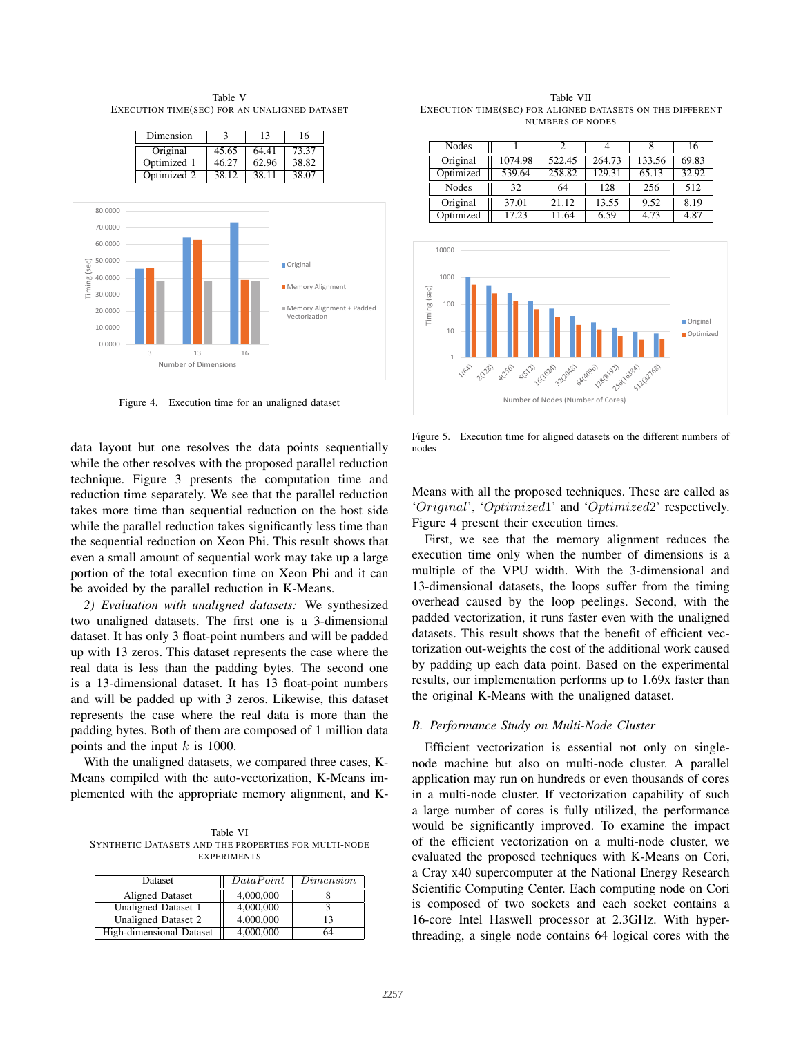Table V
EXECUTION TIME(SEC) FOR AN UNALIGNED DATASET

| Dimension | 3 | 13 | 16 |
|---|---|---|---|
| Original | 45.65 | 64.41 | 73.37 |
| Optimized 1 | 46.27 | 62.96 | 38.82 |
| Optimized 2 | 38.12 | 38.11 | 38.07 |

Figure 4. Execution time for an unaligned dataset

data layout but one resolves the data points sequentially while the other resolves with the proposed parallel reduction technique. Figure 3 presents the computation time and reduction time separately. We see that the parallel reduction takes more time than sequential reduction on the host side while the parallel reduction takes significantly less time than the sequential reduction on Xeon Phi. This result shows that even a small amount of sequential work may take up a large portion of the total execution time on Xeon Phi and it can be avoided by the parallel reduction in K-Means.

*2) Evaluation with unaligned datasets:* We synthesized two unaligned datasets. The first one is a 3-dimensional dataset. It has only 3 float-point numbers and will be padded up with 13 zeros. This dataset represents the case where the real data is less than the padding bytes. The second one is a 13-dimensional dataset. It has 13 float-point numbers and will be padded up with 3 zeros. Likewise, this dataset represents the case where the real data is more than the padding bytes. Both of them are composed of 1 million data points and the input $k$ is 1000.

With the unaligned datasets, we compared three cases, K-Means compiled with the auto-vectorization, K-Means implemented with the appropriate memory alignment, and K-Means with all the proposed techniques. These are called as '$Original$', '$Optimized1$' and '$Optimized2$' respectively. Figure 4 present their execution times.

Table VI
SYNTHETIC DATASETS AND THE PROPERTIES FOR MULTI-NODE EXPERIMENTS

| Dataset | $DataPoint$ | $Dimension$ |
|---|---|---|
| Aligned Dataset | 4,000,000 | 8 |
| Unaligned Dataset 1 | 4,000,000 | 3 |
| Unaligned Dataset 2 | 4,000,000 | 13 |
| High-dimensional Dataset | 4,000,000 | 64 |

Table VII
EXECUTION TIME(SEC) FOR ALIGNED DATASETS ON THE DIFFERENT NUMBERS OF NODES

| Nodes | 1 | 2 | 4 | 8 | 16 |
|---|---|---|---|---|---|
| Original | 1074.98 | 522.45 | 264.73 | 133.56 | 69.83 |
| Optimized | 539.64 | 258.82 | 129.31 | 65.13 | 32.92 |
| **Nodes** | **32** | **64** | **128** | **256** | **512** |
| Original | 37.01 | 21.12 | 13.55 | 9.52 | 8.19 |
| Optimized | 17.23 | 11.64 | 6.59 | 4.73 | 4.87 |

Figure 5. Execution time for aligned datasets on the different numbers of nodes

First, we see that the memory alignment reduces the execution time only when the number of dimensions is a multiple of the VPU width. With the 3-dimensional and 13-dimensional datasets, the loops suffer from the timing overhead caused by the loop peelings. Second, with the padded vectorization, it runs faster even with the unaligned datasets. This result shows that the benefit of efficient vectorization out-weights the cost of the additional work caused by padding up each data point. Based on the experimental results, our implementation performs up to 1.69x faster than the original K-Means with the unaligned dataset.

### B. Performance Study on Multi-Node Cluster

Efficient vectorization is essential not only on single-node machine but also on multi-node cluster. A parallel application may run on hundreds or even thousands of cores in a multi-node cluster. If vectorization capability of such a large number of cores is fully utilized, the performance would be significantly improved. To examine the impact of the efficient vectorization on a multi-node cluster, we evaluated the proposed techniques with K-Means on Cori, a Cray x40 supercomputer at the National Energy Research Scientific Computing Center. Each computing node on Cori is composed of two sockets and each socket contains a 16-core Intel Haswell processor at 2.3GHz. With hyper-threading, a single node contains 64 logical cores with the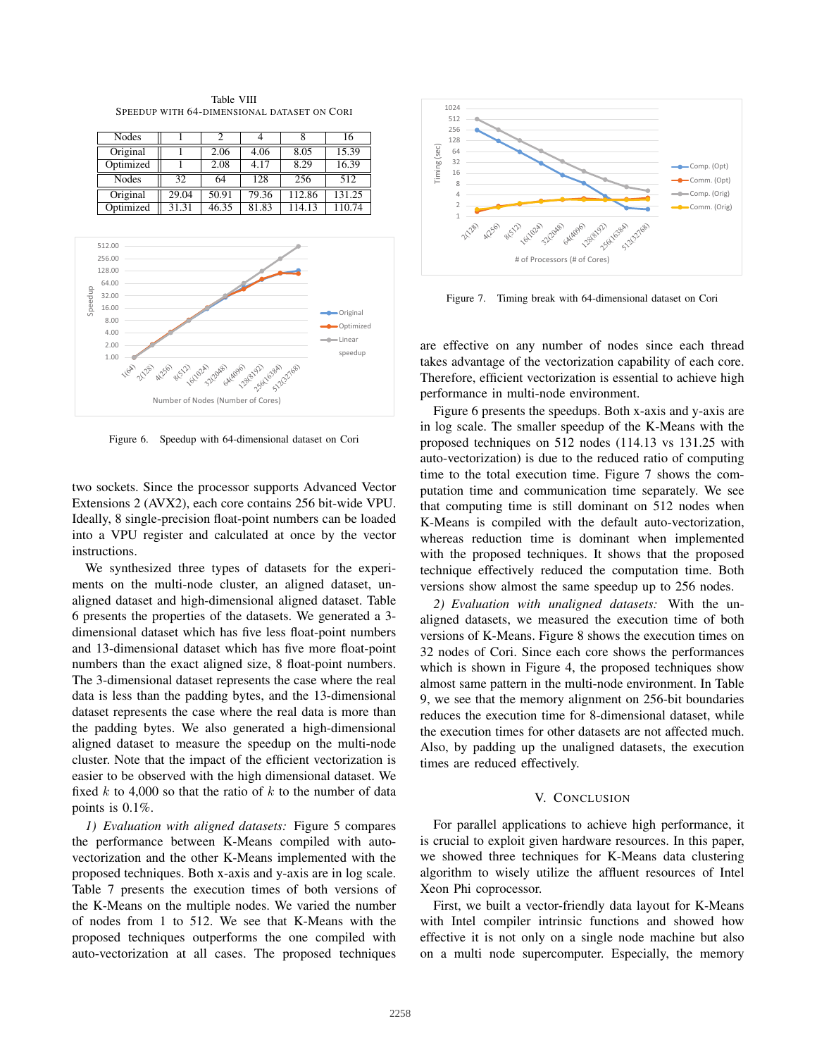Table VIII
SPEEDUP WITH 64-DIMENSIONAL DATASET ON CORI

| Nodes | 1 | 2 | 4 | 8 | 16 |
|---|---|---|---|---|---|
| Original | 1 | 2.06 | 4.06 | 8.05 | 15.39 |
| Optimized | 1 | 2.08 | 4.17 | 8.29 | 16.39 |
| Nodes | 32 | 64 | 128 | 256 | 512 |
| Original | 29.04 | 50.91 | 79.36 | 112.86 | 131.25 |
| Optimized | 31.31 | 46.35 | 81.83 | 114.13 | 110.74 |

Figure 6. Speedup with 64-dimensional dataset on Cori

two sockets. Since the processor supports Advanced Vector Extensions 2 (AVX2), each core contains 256 bit-wide VPU. Ideally, 8 single-precision float-point numbers can be loaded into a VPU register and calculated at once by the vector instructions.

We synthesized three types of datasets for the experiments on the multi-node cluster, an aligned dataset, unaligned dataset and high-dimensional aligned dataset. Table 6 presents the properties of the datasets. We generated a 3-dimensional dataset which has five less float-point numbers and 13-dimensional dataset which has five more float-point numbers than the exact aligned size, 8 float-point numbers. The 3-dimensional dataset represents the case where the real data is less than the padding bytes, and the 13-dimensional dataset represents the case where the real data is more than the padding bytes. We also generated a high-dimensional aligned dataset to measure the speedup on the multi-node cluster. Note that the impact of the efficient vectorization is easier to be observed with the high dimensional dataset. We fixed $k$ to 4,000 so that the ratio of $k$ to the number of data points is 0.1%.

*1) Evaluation with aligned datasets:* Figure 5 compares the performance between K-Means compiled with auto-vectorization and the other K-Means implemented with the proposed techniques. Both x-axis and y-axis are in log scale. Table 7 presents the execution times of both versions of the K-Means on the multiple nodes. We varied the number of nodes from 1 to 512. We see that K-Means with the proposed techniques outperforms the one compiled with auto-vectorization at all cases. The proposed techniques are effective on any number of nodes since each thread takes advantage of the vectorization capability of each core. Therefore, efficient vectorization is essential to achieve high performance in multi-node environment.

Figure 7. Timing break with 64-dimensional dataset on Cori

Figure 6 presents the speedups. Both x-axis and y-axis are in log scale. The smaller speedup of the K-Means with the proposed techniques on 512 nodes (114.13 vs 131.25 with auto-vectorization) is due to the reduced ratio of computing time to the total execution time. Figure 7 shows the computation time and communication time separately. We see that computing time is still dominant on 512 nodes when K-Means is compiled with the default auto-vectorization, whereas reduction time is dominant when implemented with the proposed techniques. It shows that the proposed technique effectively reduced the computation time. Both versions show almost the same speedup up to 256 nodes.

*2) Evaluation with unaligned datasets:* With the unaligned datasets, we measured the execution time of both versions of K-Means. Figure 8 shows the execution times on 32 nodes of Cori. Since each core shows the performances which is shown in Figure 4, the proposed techniques show almost same pattern in the multi-node environment. In Table 9, we see that the memory alignment on 256-bit boundaries reduces the execution time for 8-dimensional dataset, while the execution times for other datasets are not affected much. Also, by padding up the unaligned datasets, the execution times are reduced effectively.

## V. CONCLUSION

For parallel applications to achieve high performance, it is crucial to exploit given hardware resources. In this paper, we showed three techniques for K-Means data clustering algorithm to wisely utilize the affluent resources of Intel Xeon Phi coprocessor.

First, we built a vector-friendly data layout for K-Means with Intel compiler intrinsic functions and showed how effective it is not only on a single node machine but also on a multi node supercomputer. Especially, the memory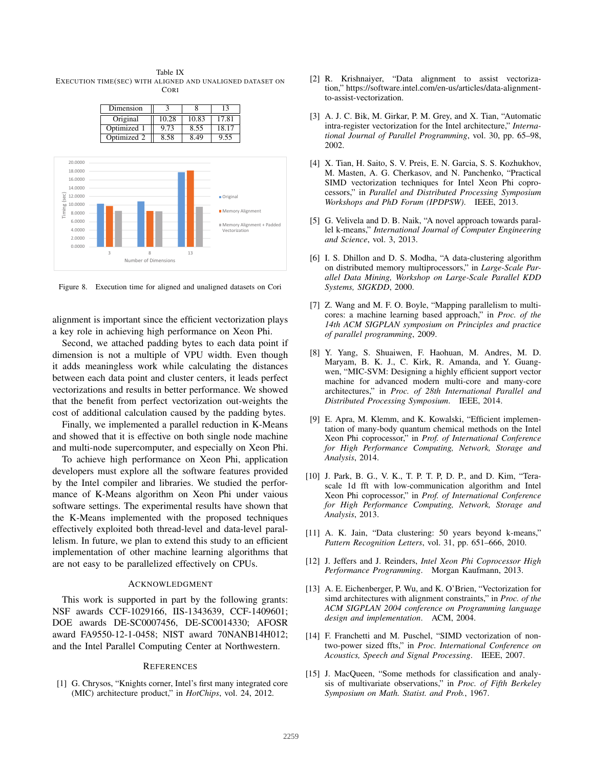Table IX
EXECUTION TIME(SEC) WITH ALIGNED AND UNALIGNED DATASET ON CORI

| Dimension | 3 | 8 | 13 |
|---|---|---|---|
| Original | 10.28 | 10.83 | 17.81 |
| Optimized 1 | 9.73 | 8.55 | 18.17 |
| Optimized 2 | 8.58 | 8.49 | 9.55 |

Figure 8. Execution time for aligned and unaligned datasets on Cori

alignment is important since the efficient vectorization plays a key role in achieving high performance on Xeon Phi.

Second, we attached padding bytes to each data point if dimension is not a multiple of VPU width. Even though it adds meaningless work while calculating the distances between each data point and cluster centers, it leads perfect vectorizations and results in better performance. We showed that the benefit from perfect vectorization out-weights the cost of additional calculation caused by the padding bytes.

Finally, we implemented a parallel reduction in K-Means and showed that it is effective on both single node machine and multi-node supercomputer, and especially on Xeon Phi.

To achieve high performance on Xeon Phi, application developers must explore all the software features provided by the Intel compiler and libraries. We studied the performance of K-Means algorithm on Xeon Phi under vaious software settings. The experimental results have shown that the K-Means implemented with the proposed techniques effectively exploited both thread-level and data-level parallelism. In future, we plan to extend this study to an efficient implementation of other machine learning algorithms that are not easy to be parallelized effectively on CPUs.

## ACKNOWLEDGMENT

This work is supported in part by the following grants: NSF awards CCF-1029166, IIS-1343639, CCF-1409601; DOE awards DE-SC0007456, DE-SC0014330; AFOSR award FA9550-12-1-0458; NIST award 70NANB14H012; and the Intel Parallel Computing Center at Northwestern.

## REFERENCES

[1] G. Chrysos, "Knights corner, Intel's first many integrated core (MIC) architecture product," in *HotChips*, vol. 24, 2012.

[2] R. Krishnaiyer, "Data alignment to assist vectorization," https://software.intel.com/en-us/articles/data-alignment-to-assist-vectorization.

[3] A. J. C. Bik, M. Girkar, P. M. Grey, and X. Tian, "Automatic intra-register vectorization for the Intel architecture," *International Journal of Parallel Programming*, vol. 30, pp. 65–98, 2002.

[4] X. Tian, H. Saito, S. V. Preis, E. N. Garcia, S. S. Kozhukhov, M. Masten, A. G. Cherkasov, and N. Panchenko, "Practical SIMD vectorization techniques for Intel Xeon Phi coprocessors," in *Parallel and Distributed Processing Symposium Workshops and PhD Forum (IPDPSW)*. IEEE, 2013.

[5] G. Velivela and D. B. Naik, "A novel approach towards parallel k-means," *International Journal of Computer Engineering and Science*, vol. 3, 2013.

[6] I. S. Dhillon and D. S. Modha, "A data-clustering algorithm on distributed memory multiprocessors," in *Large-Scale Parallel Data Mining, Workshop on Large-Scale Parallel KDD Systems, SIGKDD*, 2000.

[7] Z. Wang and M. F. O. Boyle, "Mapping parallelism to multi-cores: a machine learning based approach," in *Proc. of the 14th ACM SIGPLAN symposium on Principles and practice of parallel programming*, 2009.

[8] Y. Yang, S. Shuaiwen, F. Haohuan, M. Andres, M. D. Maryam, B. K. J., C. Kirk, R. Amanda, and Y. Guangwen, "MIC-SVM: Designing a highly efficient support vector machine for advanced modern multi-core and many-core architectures," in *Proc. of 28th International Parallel and Distributed Processing Symposium*. IEEE, 2014.

[9] E. Apra, M. Klemm, and K. Kowalski, "Efficient implementation of many-body quantum chemical methods on the Intel Xeon Phi coprocessor," in *Prof. of International Conference for High Performance Computing, Network, Storage and Analysis*, 2014.

[10] J. Park, B. G., V. K., T. P. T. P, D. P., and D. Kim, "Tera-scale 1d fft with low-communication algorithm and Intel Xeon Phi coprocessor," in *Prof. of International Conference for High Performance Computing, Network, Storage and Analysis*, 2013.

[11] A. K. Jain, "Data clustering: 50 years beyond k-means," *Pattern Recognition Letters*, vol. 31, pp. 651–666, 2010.

[12] J. Jeffers and J. Reinders, *Intel Xeon Phi Coprocessor High Performance Programming*. Morgan Kaufmann, 2013.

[13] A. E. Eichenberger, P. Wu, and K. O'Brien, "Vectorization for simd architectures with alignment constraints," in *Proc. of the ACM SIGPLAN 2004 conference on Programming language design and implementation*. ACM, 2004.

[14] F. Franchetti and M. Puschel, "SIMD vectorization of non-two-power sized ffts," in *Proc. International Conference on Acoustics, Speech and Signal Processing*. IEEE, 2007.

[15] J. MacQueen, "Some methods for classification and analysis of multivariate observations," in *Proc. of Fifth Berkeley Symposium on Math. Statist. and Prob.*, 1967.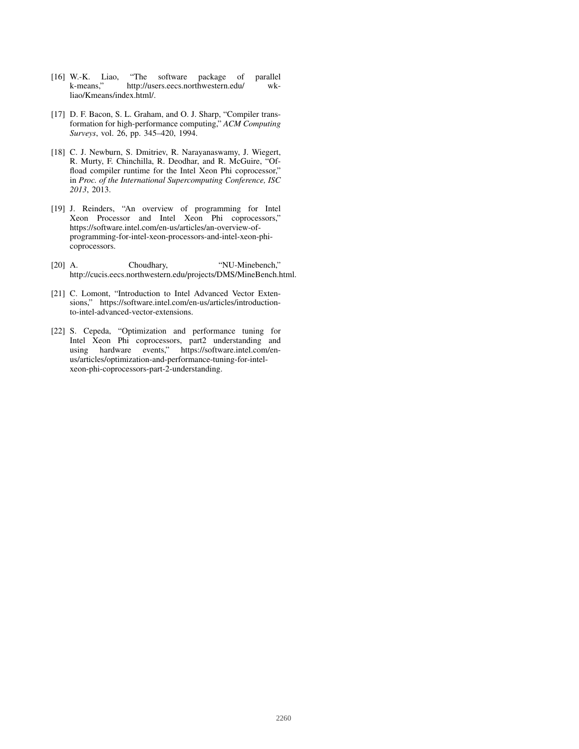[16] W.-K. Liao, "The software package of parallel k-means," http://users.eecs.northwestern.edu/ wk-liao/Kmeans/index.html/.

[17] D. F. Bacon, S. L. Graham, and O. J. Sharp, "Compiler transformation for high-performance computing," *ACM Computing Surveys*, vol. 26, pp. 345–420, 1994.

[18] C. J. Newburn, S. Dmitriev, R. Narayanaswamy, J. Wiegert, R. Murty, F. Chinchilla, R. Deodhar, and R. McGuire, "Offload compiler runtime for the Intel Xeon Phi coprocessor," in *Proc. of the International Supercomputing Conference, ISC 2013*, 2013.

[19] J. Reinders, "An overview of programming for Intel Xeon Processor and Intel Xeon Phi coprocessors," https://software.intel.com/en-us/articles/an-overview-of-programming-for-intel-xeon-processors-and-intel-xeon-phi-coprocessors.

[20] A. Choudhary, "NU-Minebench," http://cucis.eecs.northwestern.edu/projects/DMS/MineBench.html.

[21] C. Lomont, "Introduction to Intel Advanced Vector Extensions," https://software.intel.com/en-us/articles/introduction-to-intel-advanced-vector-extensions.

[22] S. Cepeda, "Optimization and performance tuning for Intel Xeon Phi coprocessors, part2 understanding and using hardware events," https://software.intel.com/en-us/articles/optimization-and-performance-tuning-for-intel-xeon-phi-coprocessors-part-2-understanding.